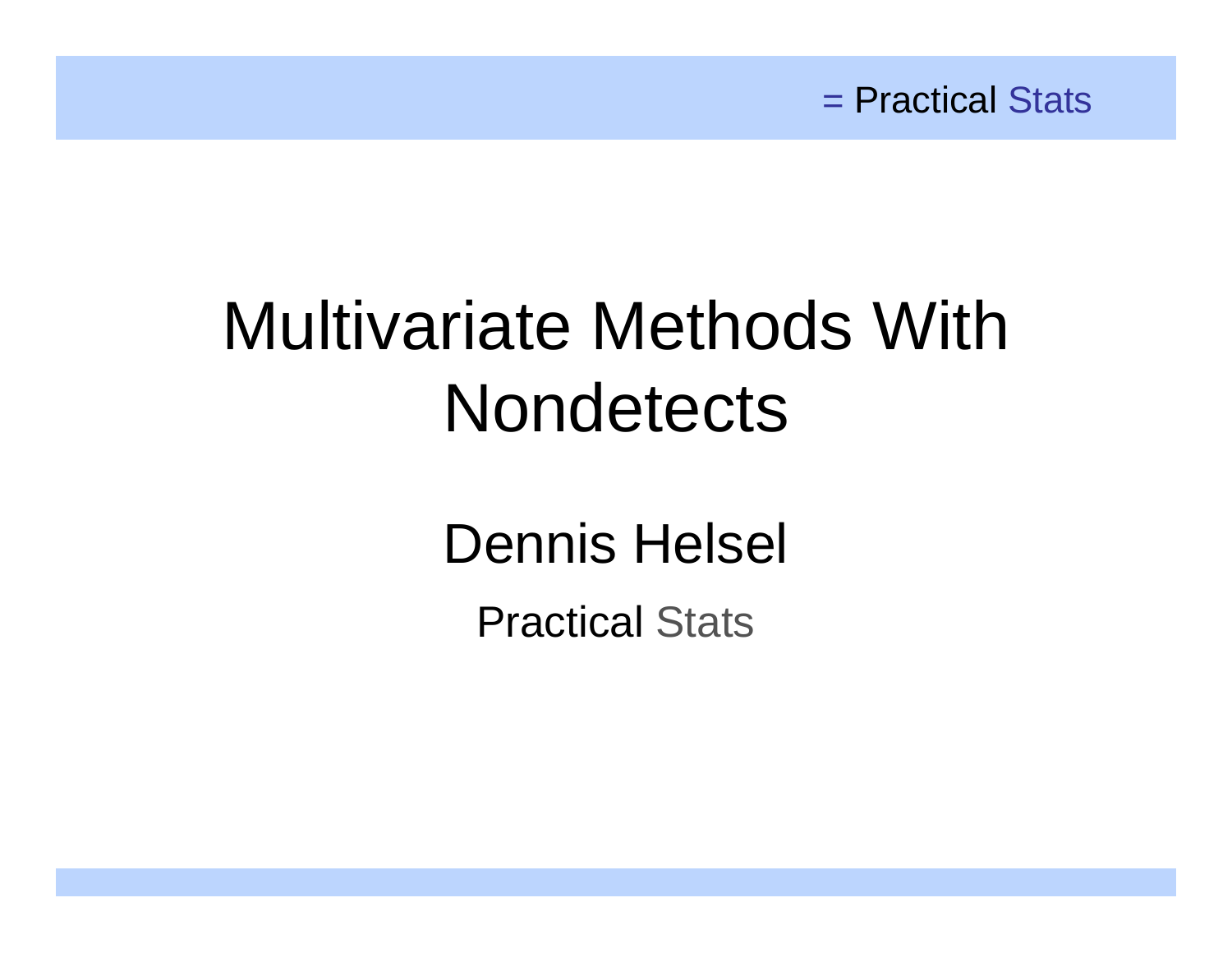# Multivariate Methods With Nondetects

Dennis Helsel

Practical Stats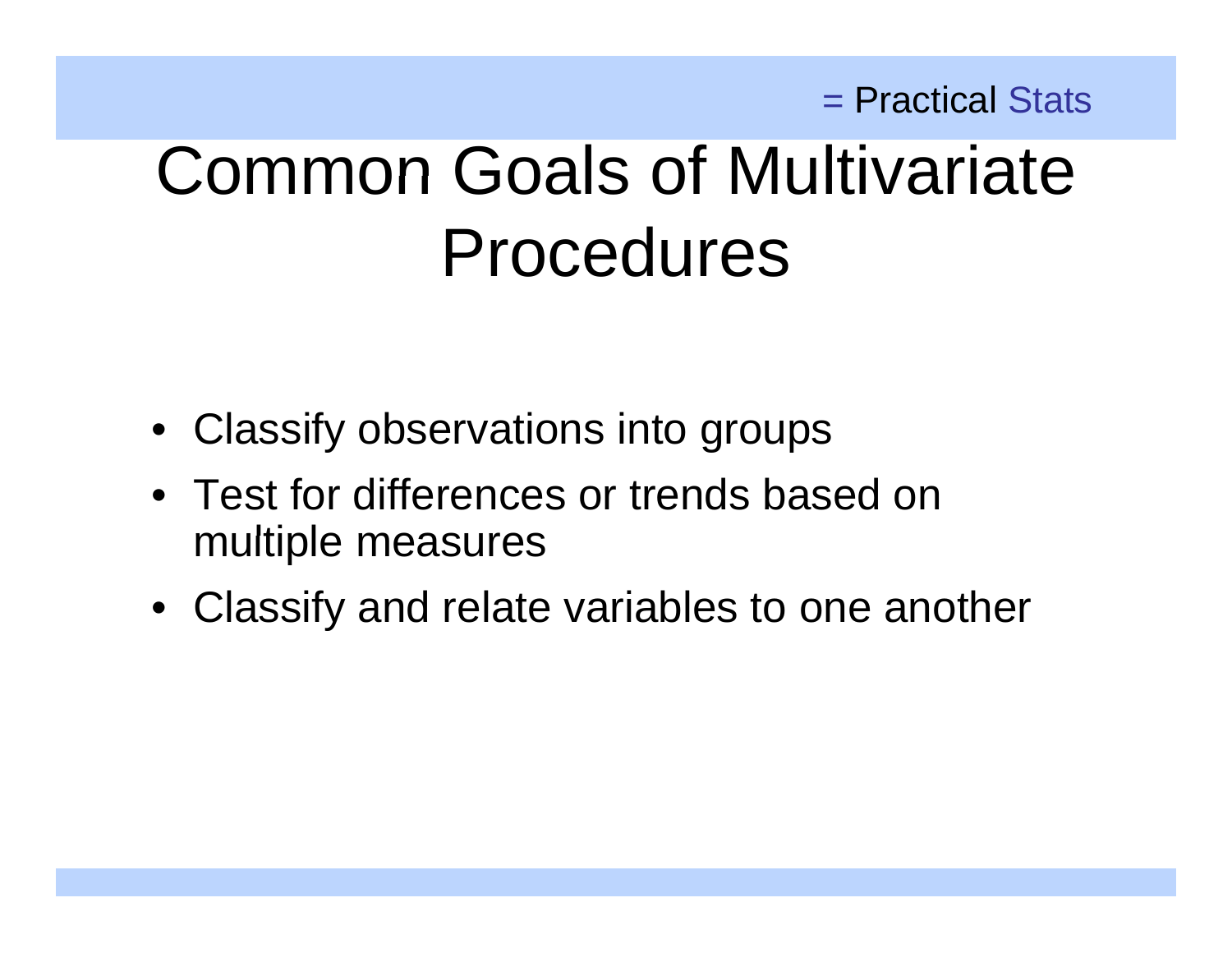# Common Goals of Multivariate Procedures

- Classify observations into groups
- Test for differences or trends based on multiple measures
- Classify and relate variables to one another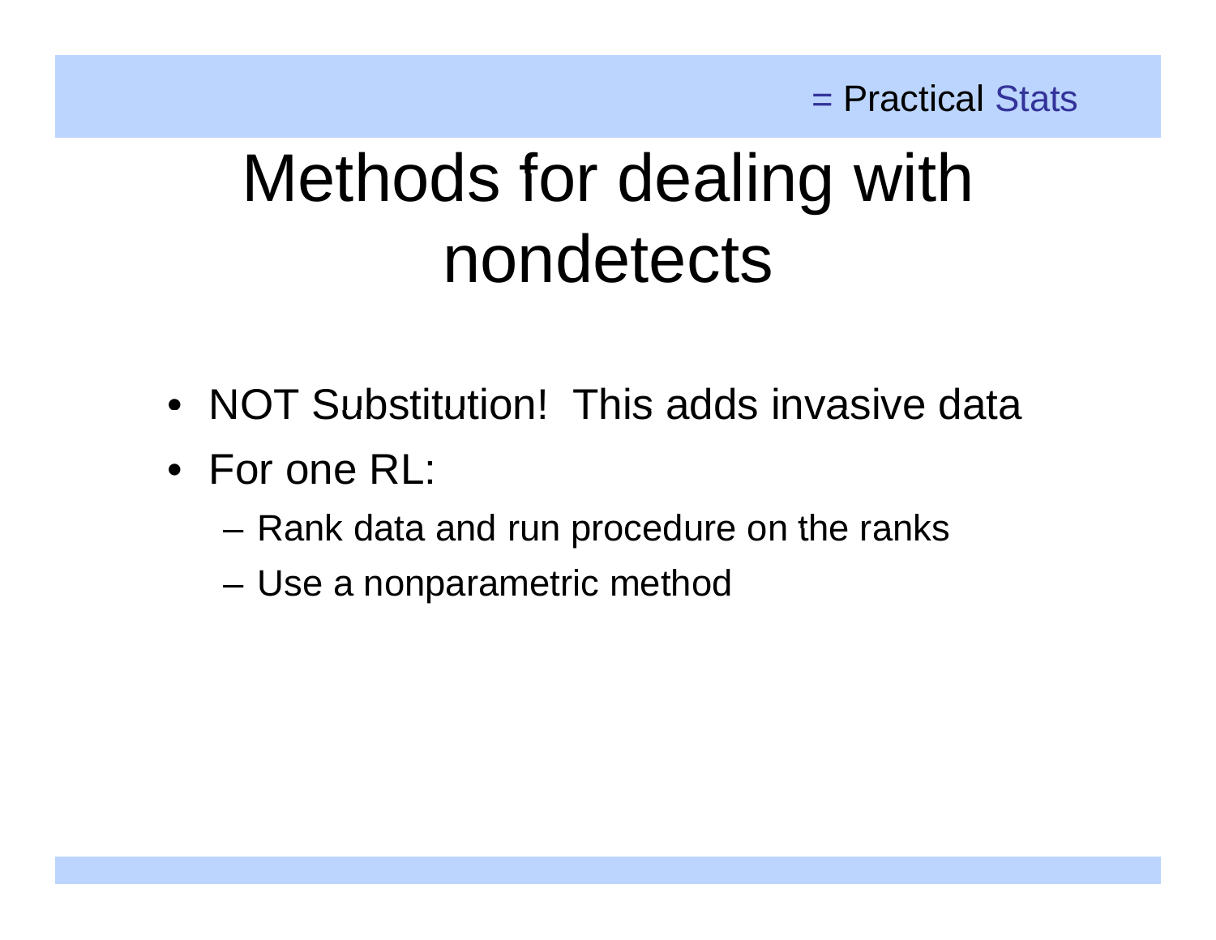# Methods for dealing with nondetects

- NOT Substitution!  This adds invasive data
- For one RL:
  - Rank data and run procedure on the ranks
  - Use a nonparametric method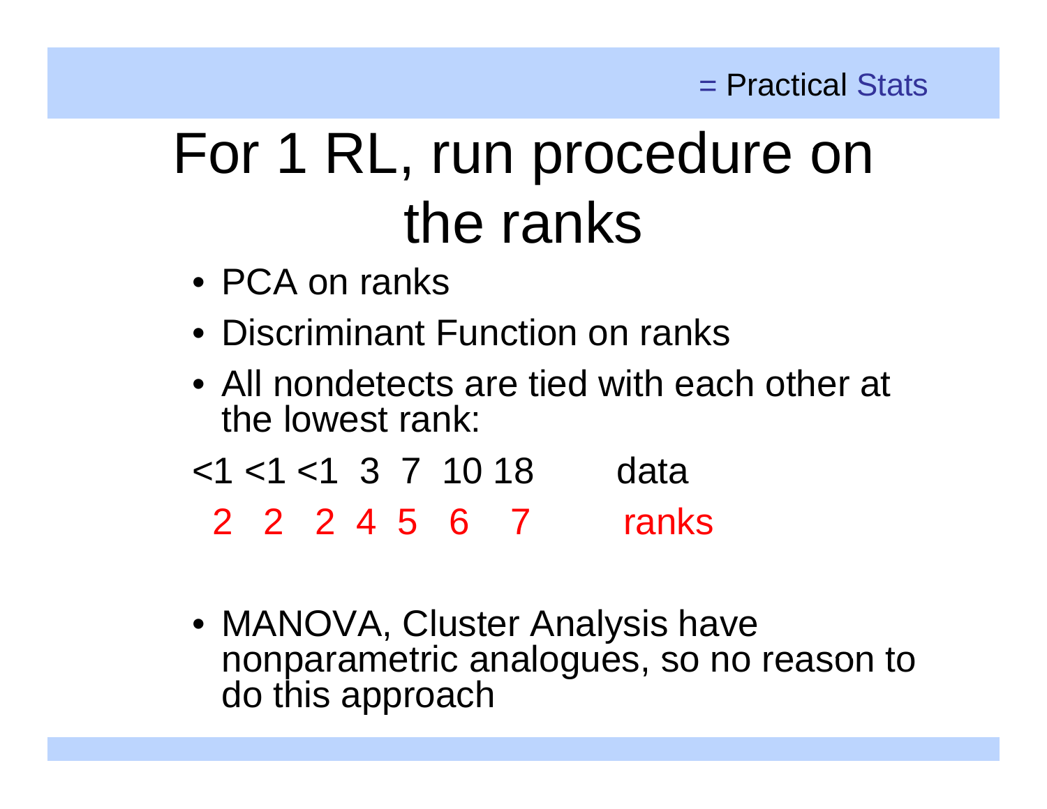# For 1 RL, run procedure on the ranks

- PCA on ranks
- Discriminant Function on ranks
- All nondetects are tied with each other at the lowest rank:

| <1 | <1 | <1 | 3 | 7 | 10 | 18 | data |
|---|---|---|---|---|---|---|---|
| 2 | 2 | 2 | 4 | 5 | 6 | 7 | ranks |

- MANOVA, Cluster Analysis have nonparametric analogues, so no reason to do this approach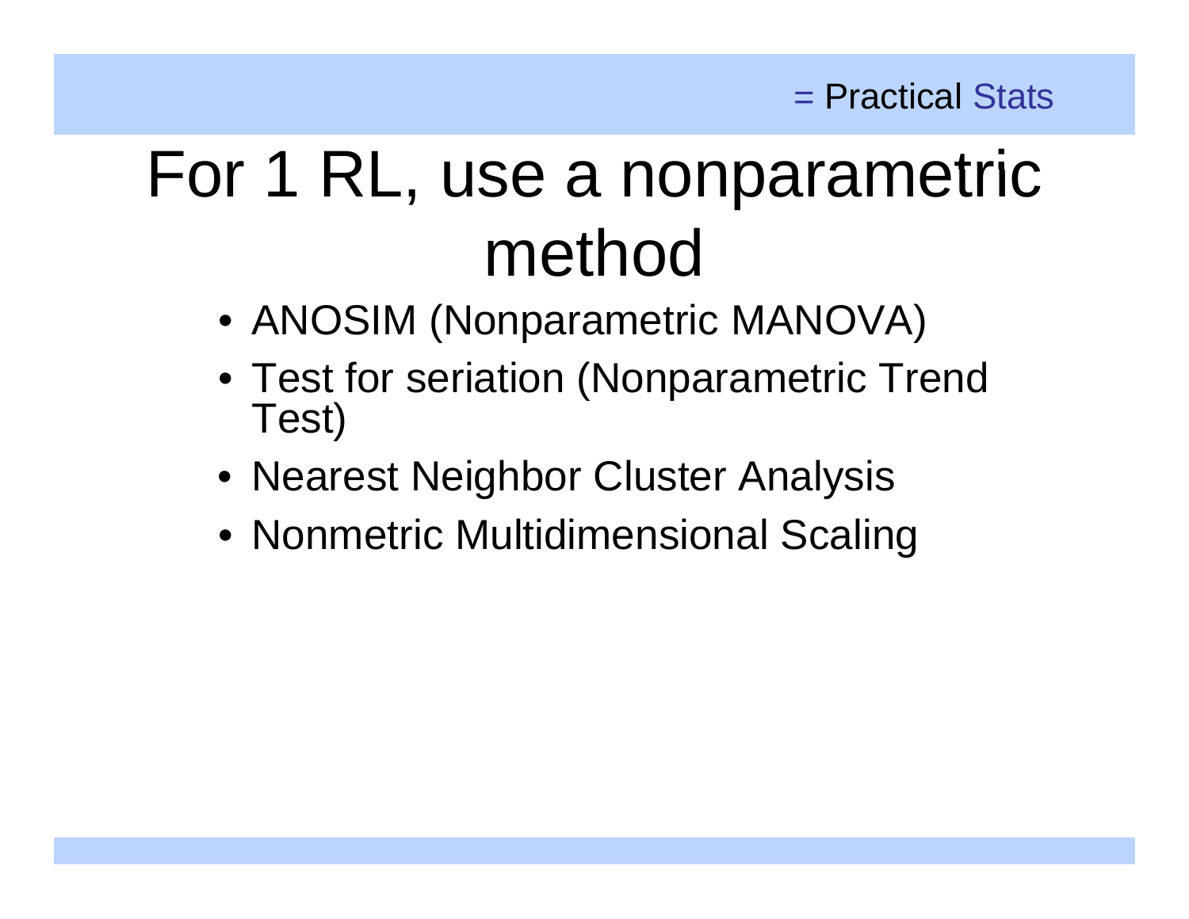# For 1 RL, use a nonparametric method

- ANOSIM (Nonparametric MANOVA)
- Test for seriation (Nonparametric Trend Test)
- Nearest Neighbor Cluster Analysis
- Nonmetric Multidimensional Scaling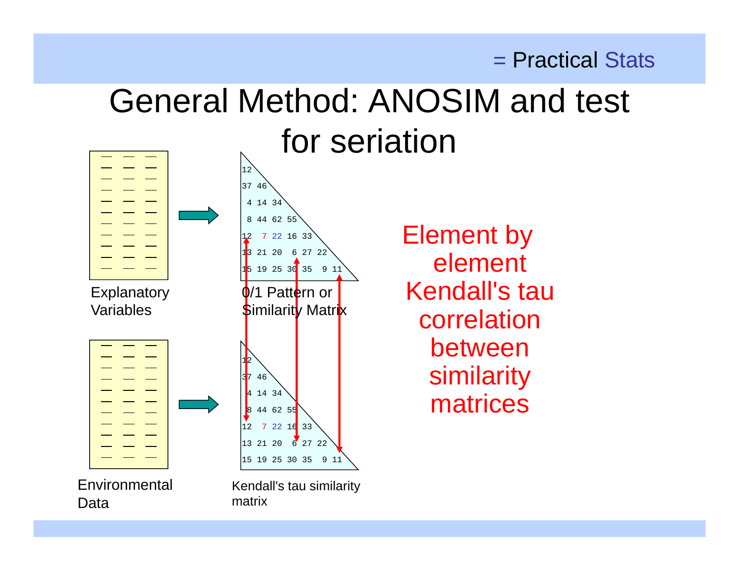# General Method: ANOSIM and test for seriation

```
12
37 46
 4 14 34
 8 44 62 55
12  7 22 16 33
13 21 20  6 27 22
15 19 25 30 35  9 11
```

Explanatory Variables → 0/1 Pattern or Similarity Matrix

```
12
37 46
 4 14 34
 8 44 62 55
12  7 22 16 33
13 21 20  6 27 22
15 19 25 30 35  9 11
```

Environmental Data → Kendall's tau similarity matrix

Element by element Kendall's tau correlation between similarity matrices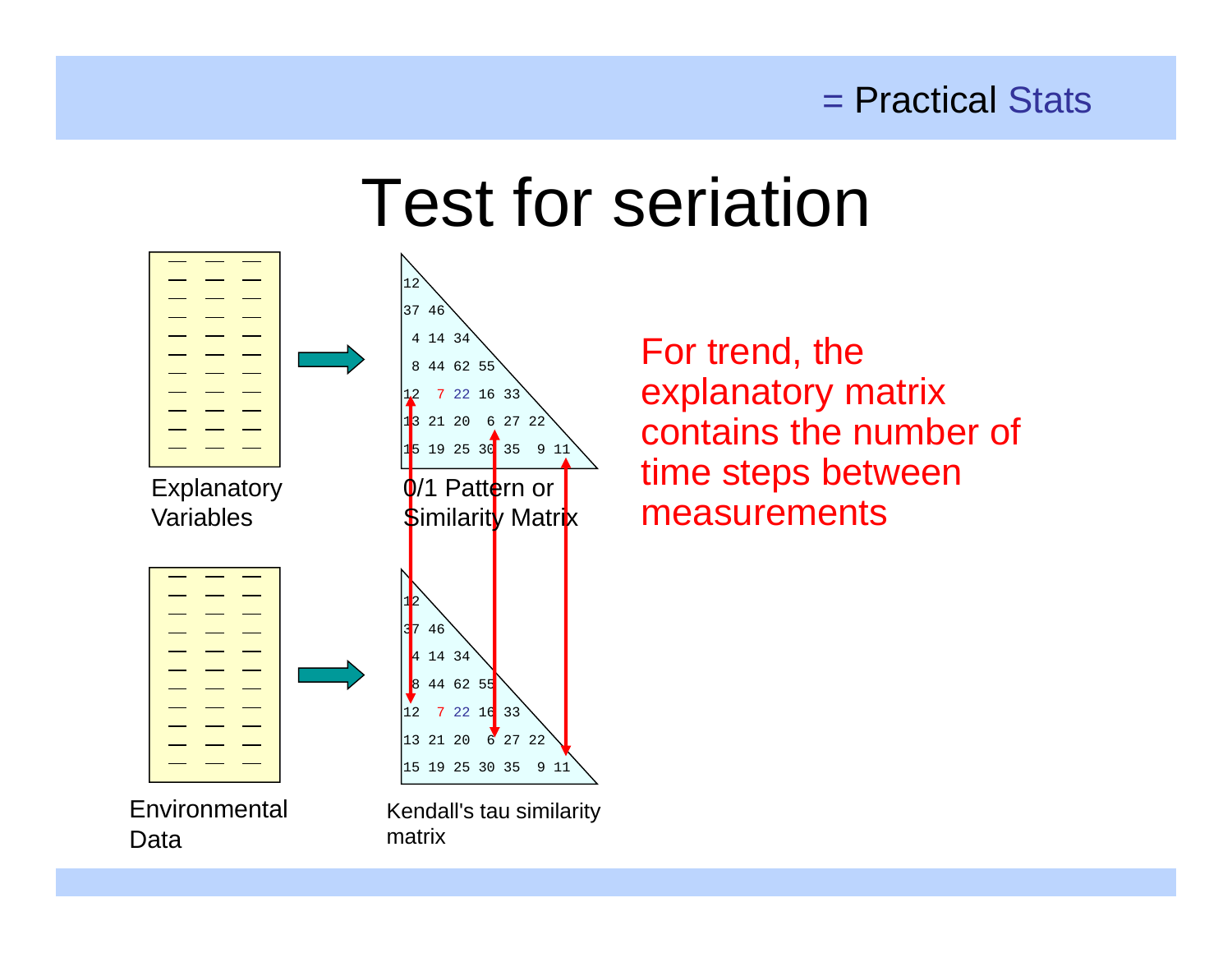# Test for seriation

Explanatory Variables

```
12
37 46
 4 14 34
 8 44 62 55
12  7 22 16 33
13 21 20  6 27 22
15 19 25 30 35  9 11
```

0/1 Pattern or Similarity Matrix

Environmental Data

```
12
37 46
 4 14 34
 8 44 62 55
12  7 22 16 33
13 21 20  6 27 22
15 19 25 30 35  9 11
```

Kendall's tau similarity matrix

For trend, the explanatory matrix contains the number of time steps between measurements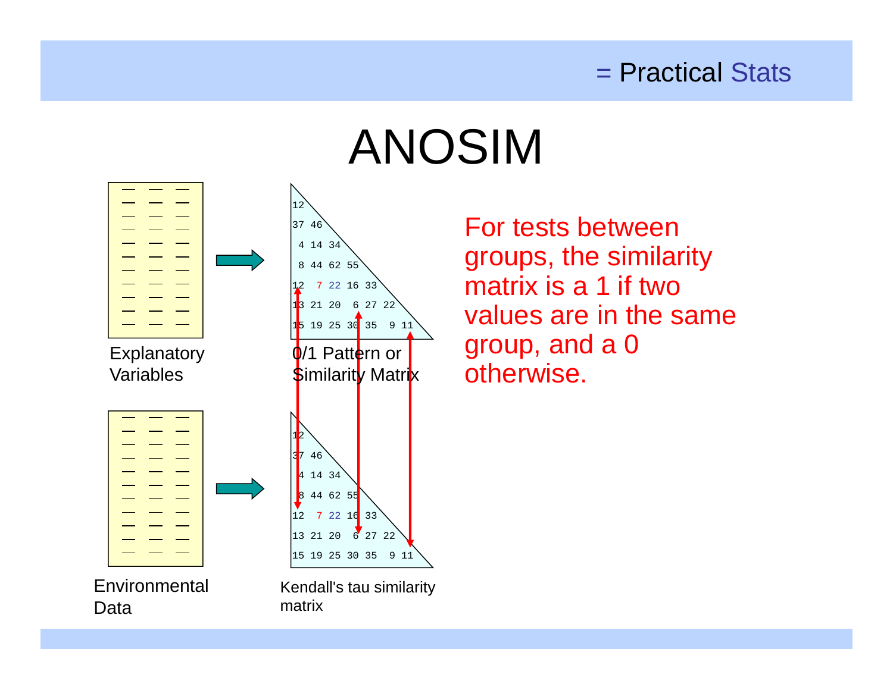# ANOSIM

Explanatory Variables

```
12
37 46
 4 14 34
 8 44 62 55
12  7 22 16 33
13 21 20  6 27 22
15 19 25 30 35  9 11
```

0/1 Pattern or Similarity Matrix

Environmental Data

```
12
37 46
 4 14 34
 8 44 62 55
12  7 22 16 33
13 21 20  6 27 22
15 19 25 30 35  9 11
```

Kendall's tau similarity matrix

For tests between groups, the similarity matrix is a 1 if two values are in the same group, and a 0 otherwise.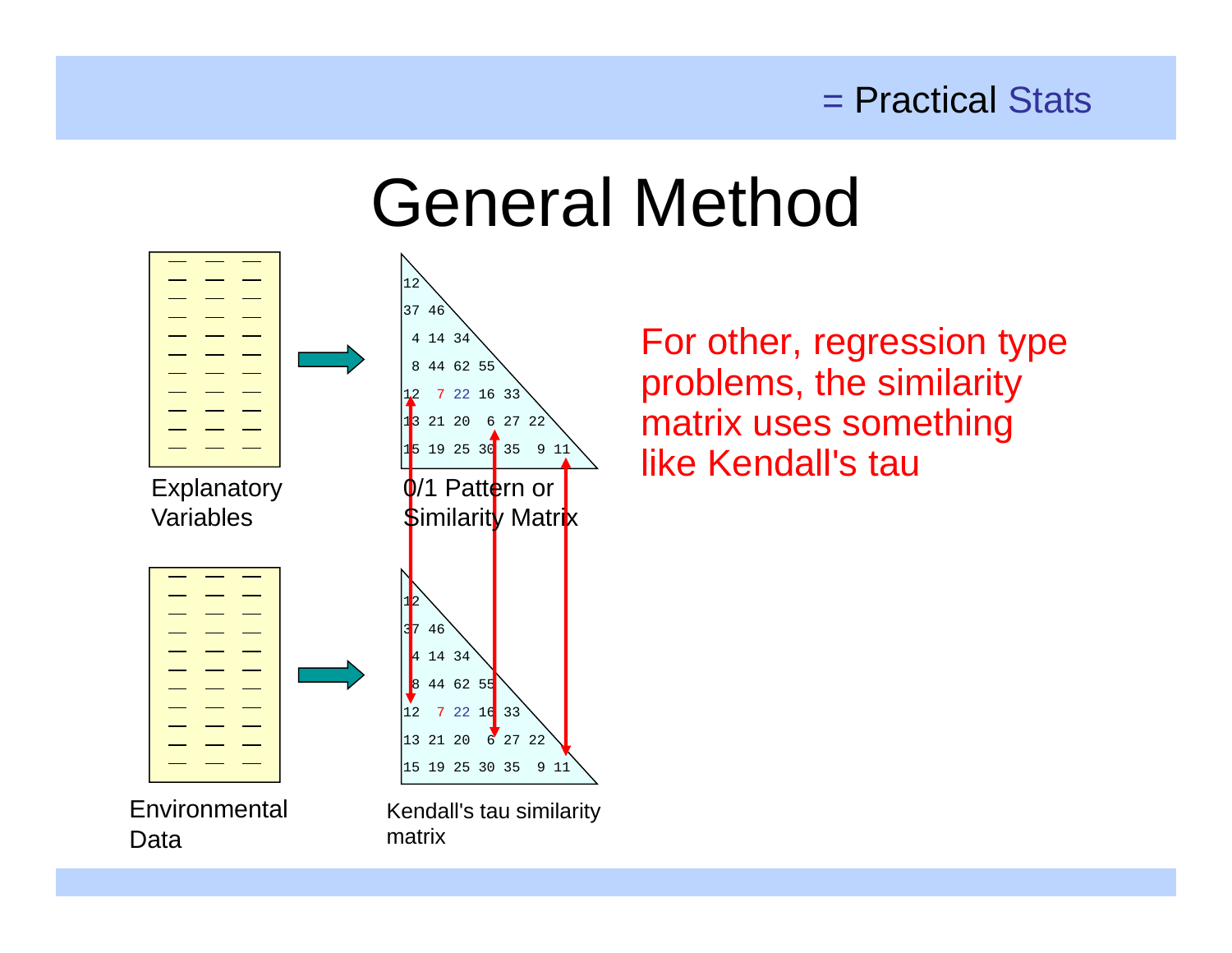# General Method

Explanatory Variables

| 12 | | | | | | |
|---|---|---|---|---|---|---|
| 37 | 46 | | | | | |
| 4 | 14 | 34 | | | | |
| 8 | 44 | 62 | 55 | | | |
| 12 | 7 | 22 | 16 | 33 | | |
| 13 | 21 | 20 | 6 | 27 | 22 | |
| 15 | 19 | 25 | 30 | 35 | 9 | 11 |

0/1 Pattern or Similarity Matrix

Environmental Data

| 12 | | | | | | |
|---|---|---|---|---|---|---|
| 37 | 46 | | | | | |
| 4 | 14 | 34 | | | | |
| 8 | 44 | 62 | 55 | | | |
| 12 | 7 | 22 | 16 | 33 | | |
| 13 | 21 | 20 | 6 | 27 | 22 | |
| 15 | 19 | 25 | 30 | 35 | 9 | 11 |

Kendall's tau similarity matrix

For other, regression type problems, the similarity matrix uses something like Kendall's tau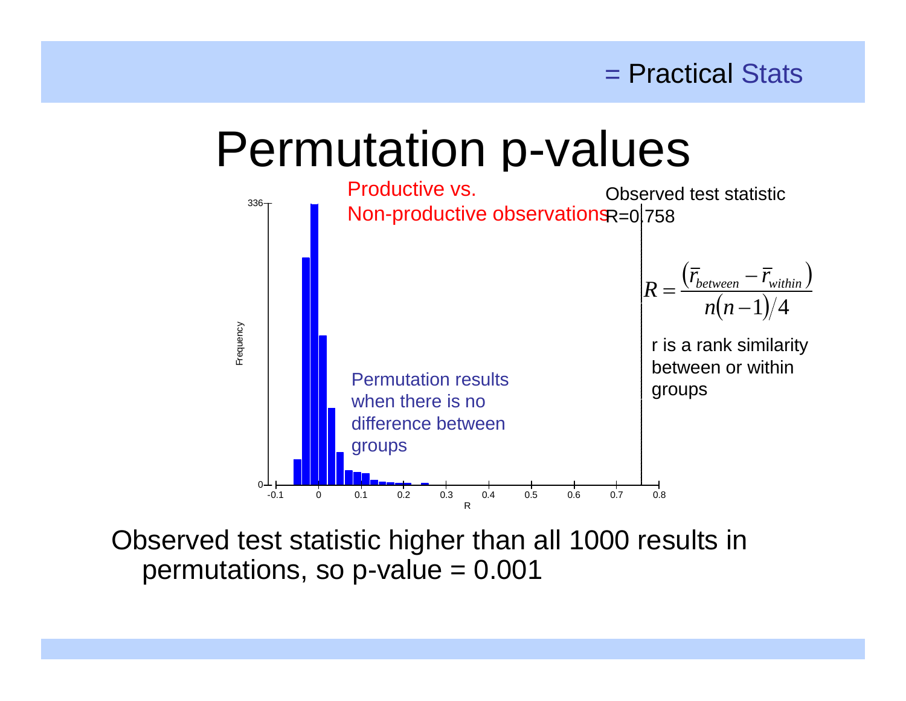# Permutation p-values

Productive vs.
Non-productive observations

Observed test statistic
R=0.758

$$R = \frac{\left(\bar{r}_{between} - \bar{r}_{within}\right)}{n(n-1)/4}$$

r is a rank similarity between or within groups

Permutation results when there is no difference between groups

Observed test statistic higher than all 1000 results in permutations, so p-value = 0.001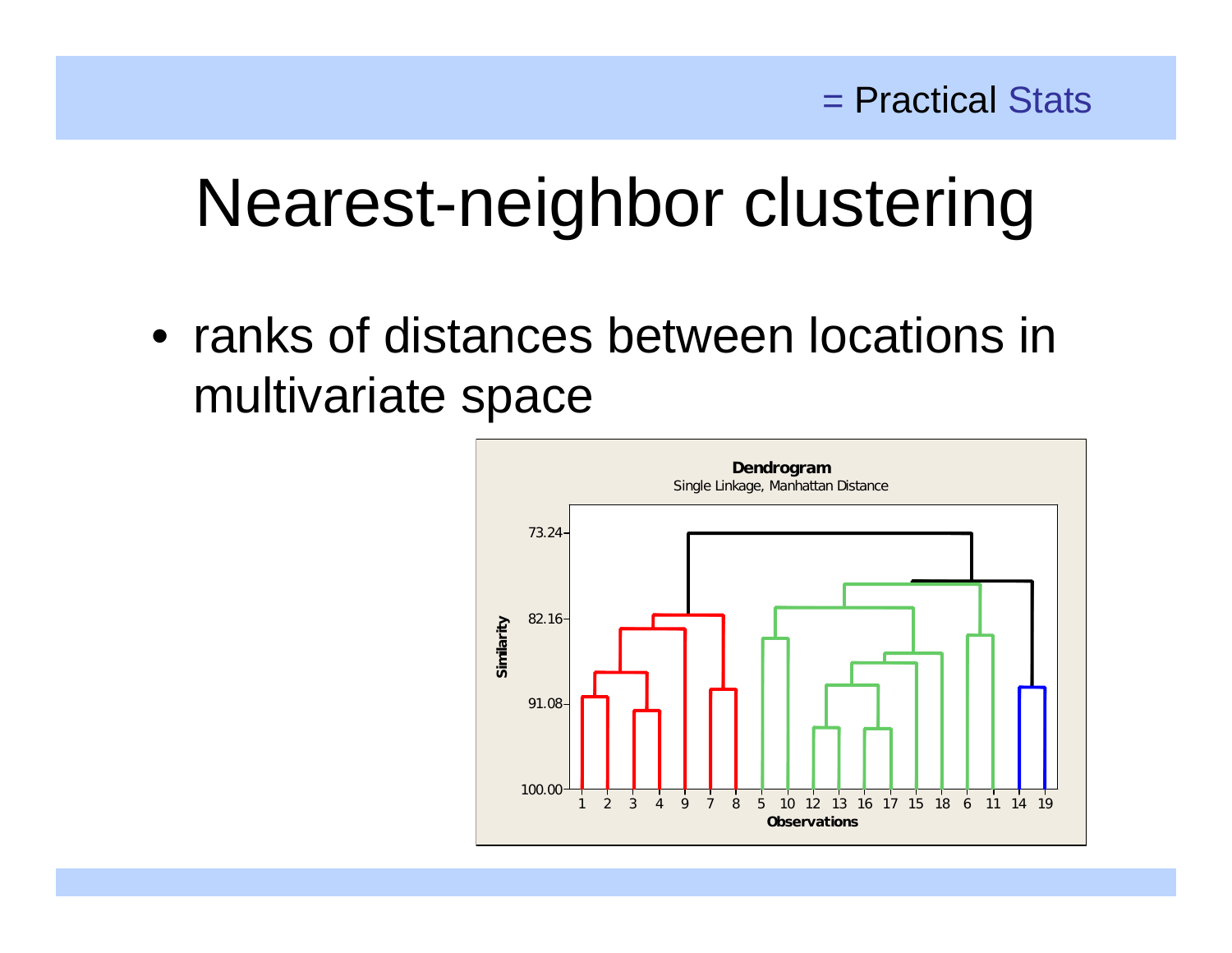# Nearest-neighbor clustering

- ranks of distances between locations in multivariate space

**Dendrogram**
Single Linkage, Manhattan Distance

Similarity: 73.24, 82.16, 91.08, 100.00

Observations: 1 2 3 4 9 7 8 5 10 12 13 16 17 15 18 6 11 14 19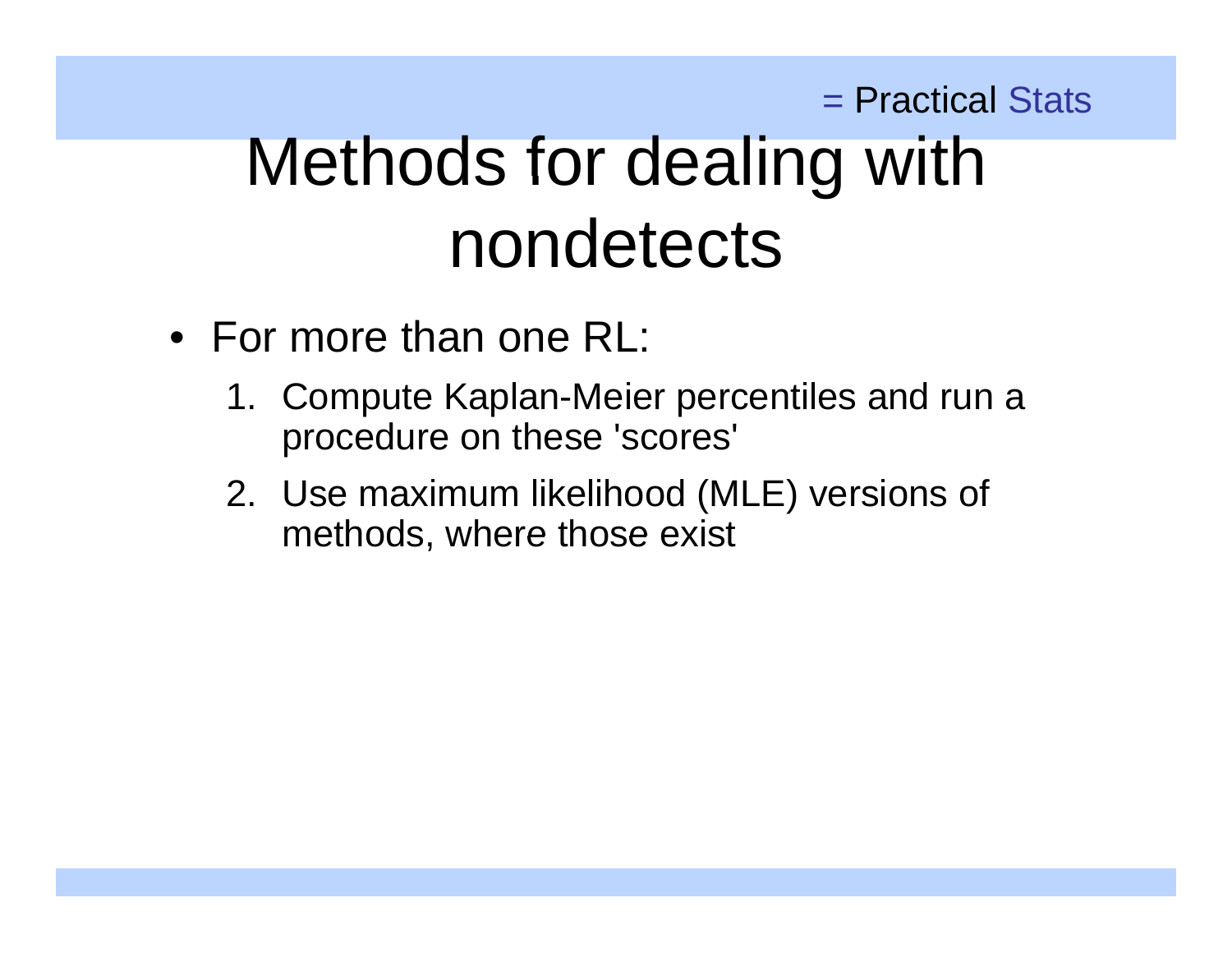# Methods for dealing with nondetects

- For more than one RL:
  1. Compute Kaplan-Meier percentiles and run a procedure on these 'scores'
  2. Use maximum likelihood (MLE) versions of methods, where those exist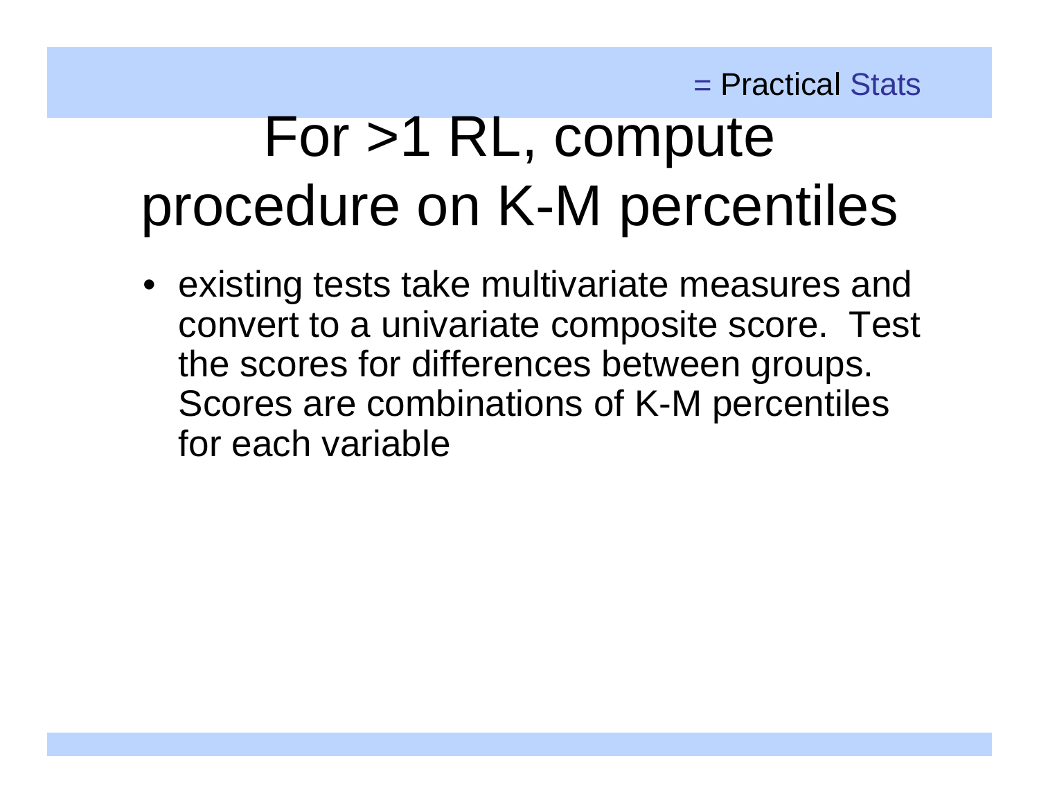# For >1 RL, compute procedure on K-M percentiles

- existing tests take multivariate measures and convert to a univariate composite score. Test the scores for differences between groups. Scores are combinations of K-M percentiles for each variable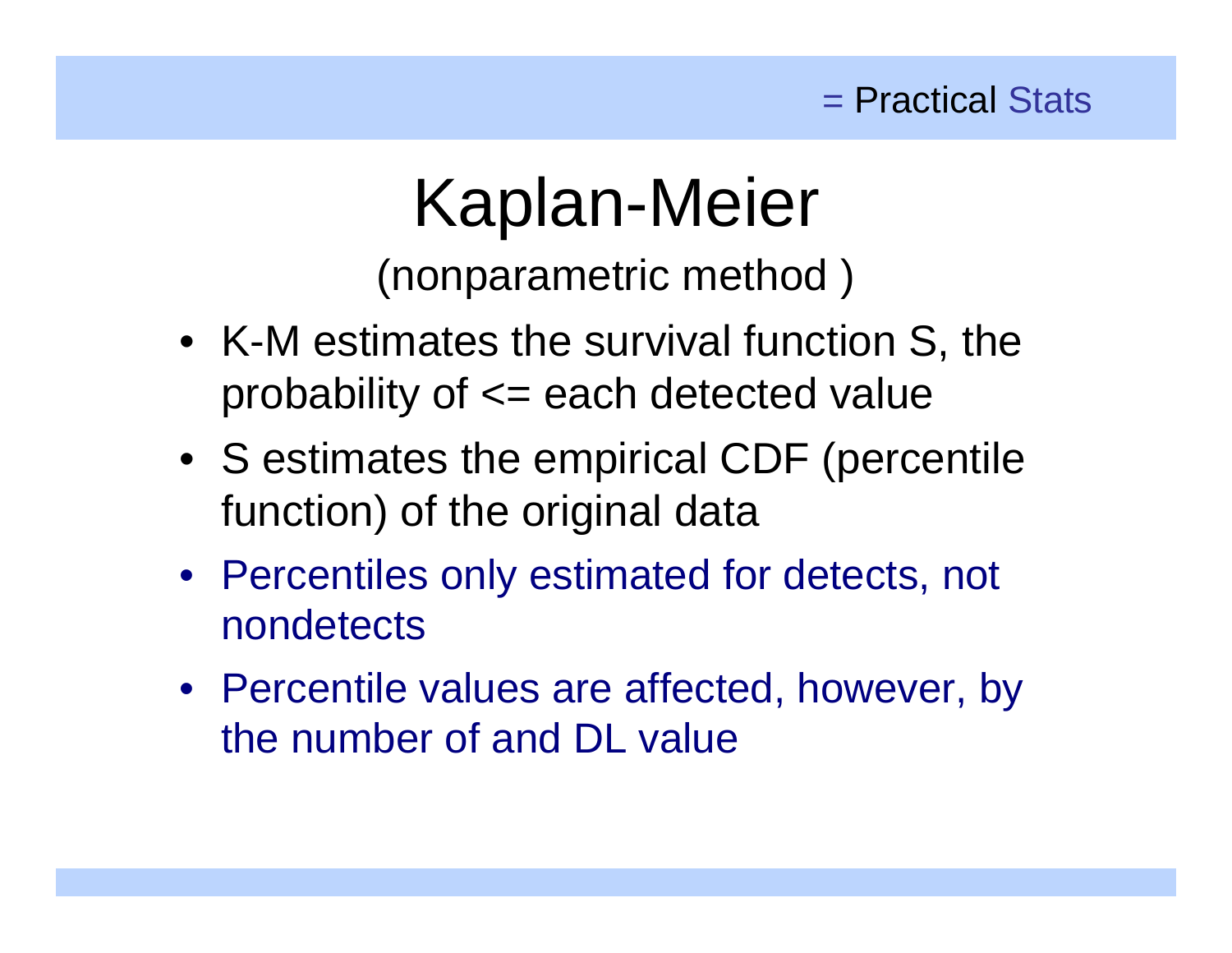# Kaplan-Meier

(nonparametric method )

- K-M estimates the survival function S, the probability of <= each detected value
- S estimates the empirical CDF (percentile function) of the original data
- Percentiles only estimated for detects, not nondetects
- Percentile values are affected, however, by the number of and DL value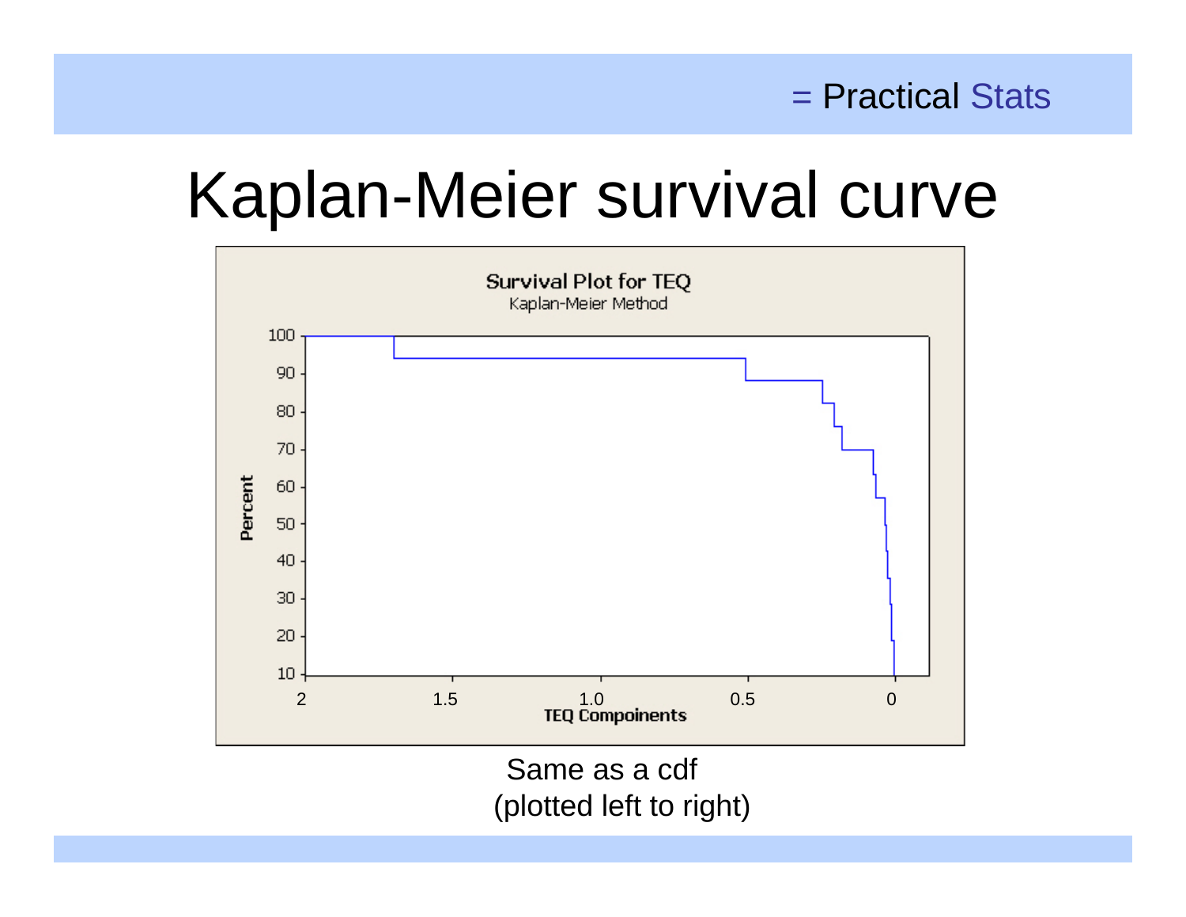# Kaplan-Meier survival curve

Survival Plot for TEQ
Kaplan-Meier Method

Same as a cdf
(plotted left to right)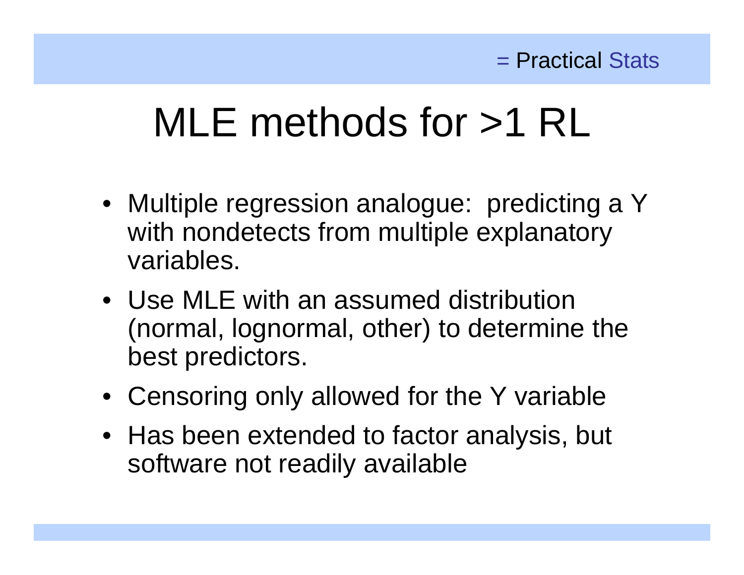# MLE methods for >1 RL

- Multiple regression analogue: predicting a Y with nondetects from multiple explanatory variables.
- Use MLE with an assumed distribution (normal, lognormal, other) to determine the best predictors.
- Censoring only allowed for the Y variable
- Has been extended to factor analysis, but software not readily available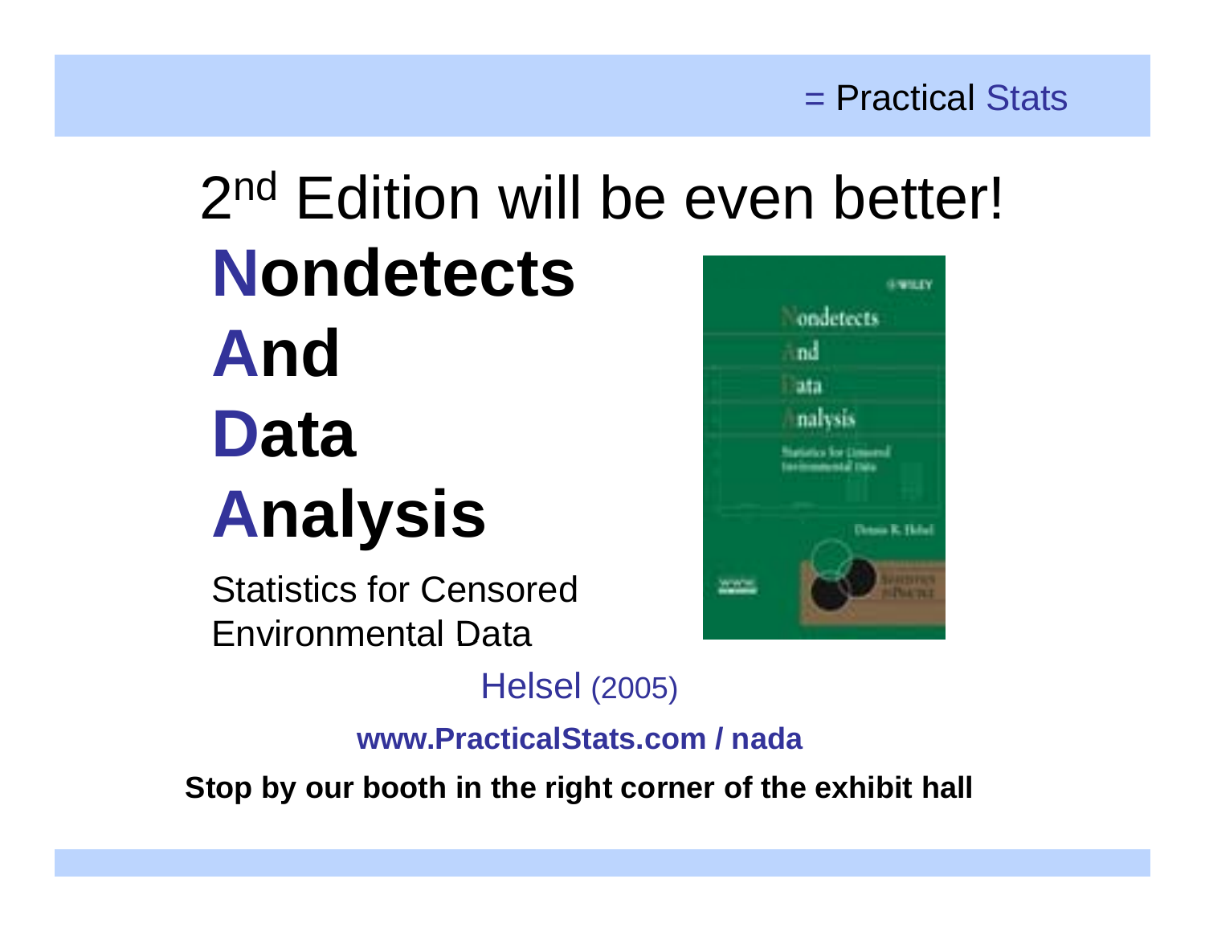= Practical Stats

# 2nd Edition will be even better!

**Nondetects**

**And**

**Data**

**Analysis**

Statistics for Censored Environmental Data

Helsel (2005)

**www.PracticalStats.com / nada**

**Stop by our booth in the right corner of the exhibit hall**